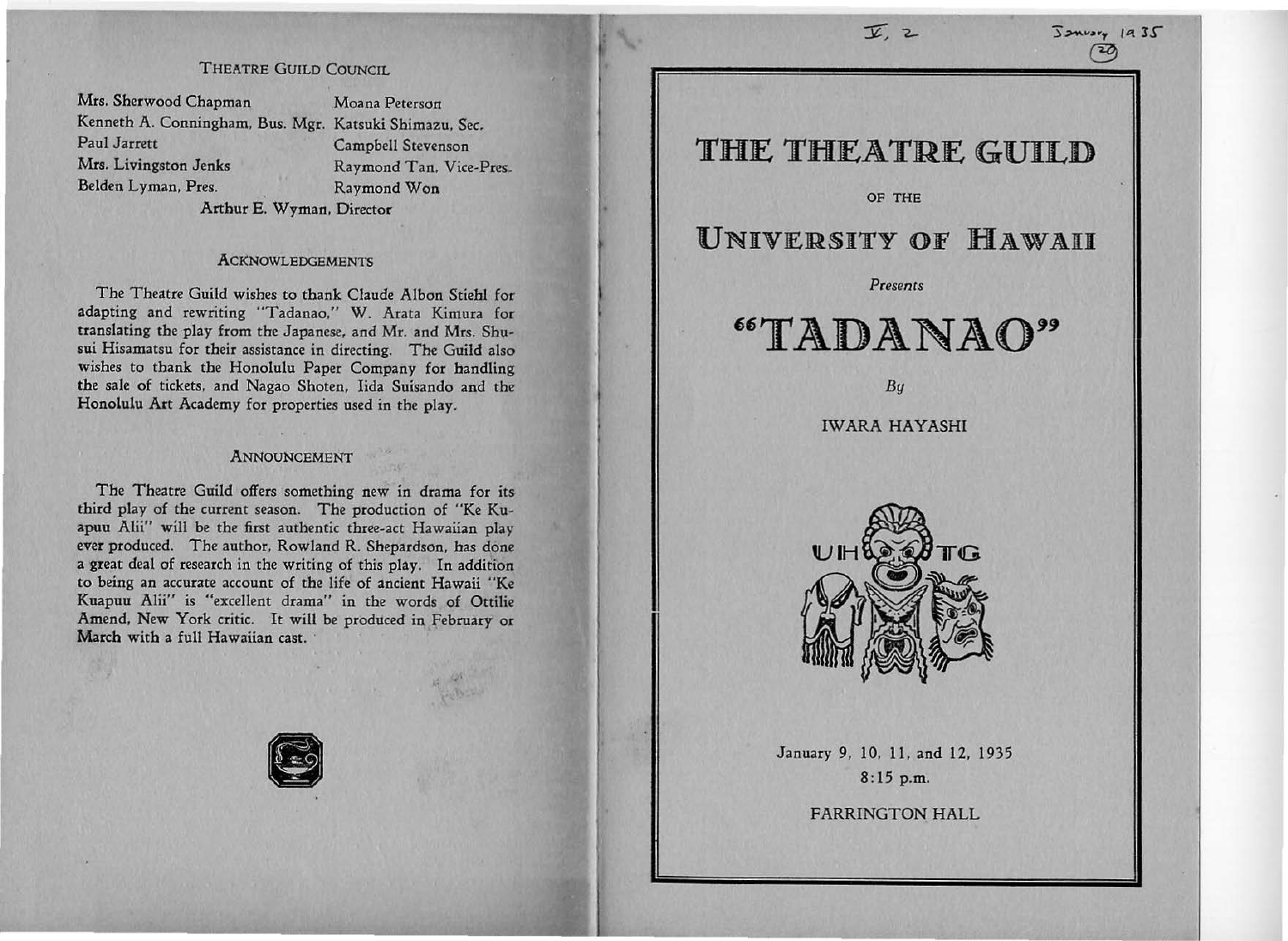## THEATRE GUILD COUNCIL

| | |
|---|---|
| Mrs. Sherwood Chapman | Moana Peterson |
| Kenneth A. Conningham, Bus. Mgr. | Katsuki Shimazu, Sec. |
| Paul Jarrett | Campbell Stevenson |
| Mrs. Livingston Jenks | Raymond Tan, Vice-Pres. |
| Belden Lyman, Pres. | Raymond Won |

Arthur E. Wyman, Director

## ACKNOWLEDGEMENTS

The Theatre Guild wishes to thank Claude Albon Stiehl for adapting and rewriting "Tadanao," W. Arata Kimura for translating the play from the Japanese, and Mr. and Mrs. Shusui Hisamatsu for their assistance in directing. The Guild also wishes to thank the Honolulu Paper Company for handling the sale of tickets, and Nagao Shoten, Iida Suisando and the Honolulu Art Academy for properties used in the play.

## ANNOUNCEMENT

The Theatre Guild offers something new in drama for its third play of the current season. The production of "Ke Kuapuu Alii" will be the first authentic three-act Hawaiian play ever produced. The author, Rowland R. Shepardson, has done a great deal of research in the writing of this play. In addition to being an accurate account of the life of ancient Hawaii "Ke Kuapuu Alii" is "excellent drama" in the words of Ottilie Amend, New York critic. It will be produced in February or March with a full Hawaiian cast.

---

V, 2 January 1935 (20)

# THE THEATRE GUILD

OF THE

# UNIVERSITY OF HAWAII

*Presents*

# "TADANAO"

*By*

IWARA HAYASHI

UH TG

January 9, 10, 11, and 12, 1935

8:15 p.m.

FARRINGTON HALL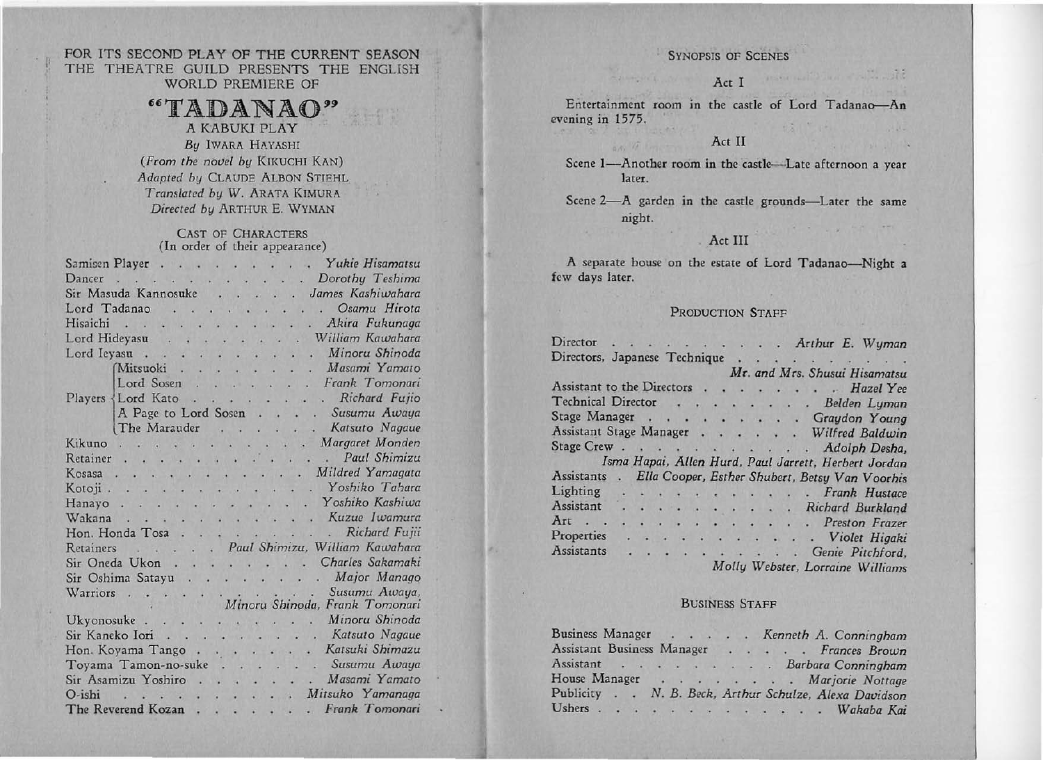FOR ITS SECOND PLAY OF THE CURRENT SEASON THE THEATRE GUILD PRESENTS THE ENGLISH WORLD PREMIERE OF

# "TADANAO"

A KABUKI PLAY

*By* IWARA HAYASHI

*(From the novel by* KIKUCHI KAN*)*

*Adapted by* CLAUDE ALBON STIEHL

*Translated by* W. ARATA KIMURA

*Directed by* ARTHUR E. WYMAN

## CAST OF CHARACTERS

(In order of their appearance)

| | |
|---|---|
| Samisen Player | *Yukie Hisamatsu* |
| Dancer | *Dorothy Teshima* |
| Sir Masuda Kannosuke | *James Kashiwahara* |
| Lord Tadanao | *Osamu Hirota* |
| Hisaichi | *Akira Fukunaga* |
| Lord Hideyasu | *William Kawahara* |
| Lord Ieyasu | *Minoru Shinoda* |
| Players: Mitsuoki | *Masami Yamato* |
| Players: Lord Sosen | *Frank Tomonari* |
| Players: Lord Kato | *Richard Fujio* |
| Players: A Page to Lord Sosen | *Susumu Awaya* |
| Players: The Marauder | *Katsuto Nagaue* |
| Kikuno | *Margaret Monden* |
| Retainer | *Paul Shimizu* |
| Kosasa | *Mildred Yamagata* |
| Kotoji | *Yoshiko Tahara* |
| Hanayo | *Yoshiko Kashiwa* |
| Wakana | *Kazue Iwamura* |
| Hon. Honda Tosa | *Richard Fujii* |
| Retainers | *Paul Shimizu, William Kawahara* |
| Sir Oneda Ukon | *Charles Sakamaki* |
| Sir Oshima Satayu | *Major Manago* |
| Warriors | *Susumu Awaya, Minoru Shinoda, Frank Tomonari* |
| Ukyonosuke | *Minoru Shinoda* |
| Sir Kaneko Iori | *Katsuto Nagaue* |
| Hon. Koyama Tango | *Katsuki Shimazu* |
| Toyama Tamon-no-suke | *Susumu Awaya* |
| Sir Asamizu Yoshiro | *Masami Yamato* |
| O-ishi | *Mitsuko Yamanaga* |
| The Reverend Kozan | *Frank Tomonari* |

## SYNOPSIS OF SCENES

### Act I

Entertainment room in the castle of Lord Tadanao—An evening in 1575.

### Act II

Scene 1—Another room in the castle—Late afternoon a year later.

Scene 2—A garden in the castle grounds—Later the same night.

### Act III

A separate house on the estate of Lord Tadanao—Night a few days later.

## PRODUCTION STAFF

| | |
|---|---|
| Director | *Arthur E. Wyman* |
| Directors, Japanese Technique | *Mr. and Mrs. Shusui Hisamatsu* |
| Assistant to the Directors | *Hazel Yee* |
| Technical Director | *Belden Lyman* |
| Stage Manager | *Graydon Young* |
| Assistant Stage Manager | *Wilfred Baldwin* |
| Stage Crew | *Adolph Desha, Isma Hapai, Allen Hurd, Paul Jarrett, Herbert Jordan* |
| Assistants | *Ella Cooper, Esther Shubert, Betsy Van Voorhis* |
| Lighting | *Frank Hustace* |
| Assistant | *Richard Burkland* |
| Art | *Preston Frazer* |
| Properties | *Violet Higaki* |
| Assistants | *Genie Pitchford, Molly Webster, Lorraine Williams* |

## BUSINESS STAFF

| | |
|---|---|
| Business Manager | *Kenneth A. Conningham* |
| Assistant Business Manager | *Frances Brown* |
| Assistant | *Barbara Conningham* |
| House Manager | *Marjorie Nottage* |
| Publicity | *N. B. Beck, Arthur Schulze, Alexa Davidson* |
| Ushers | *Wakaba Kai* |